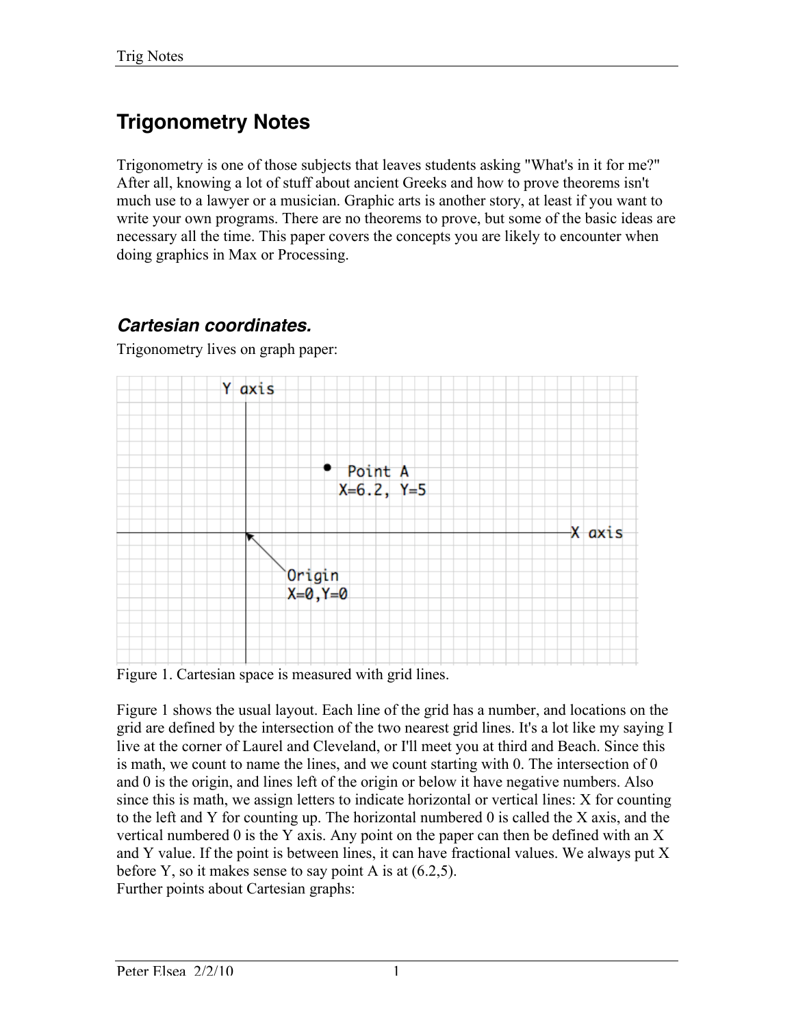# Trigonometry Notes

Trigonometry is one of those subjects that leaves students asking "What's in it for me?" After all, knowing a lot of stuff about ancient Greeks and how to prove theorems isn't much use to a lawyer or a musician. Graphic arts is another story, at least if you want to write your own programs. There are no theorems to prove, but some of the basic ideas are necessary all the time. This paper covers the concepts you are likely to encounter when doing graphics in Max or Processing.

## *Cartesian coordinates.*

Trigonometry lives on graph paper:

Figure 1. Cartesian space is measured with grid lines.

Figure 1 shows the usual layout. Each line of the grid has a number, and locations on the grid are defined by the intersection of the two nearest grid lines. It's a lot like my saying I live at the corner of Laurel and Cleveland, or I'll meet you at third and Beach. Since this is math, we count to name the lines, and we count starting with 0. The intersection of 0 and 0 is the origin, and lines left of the origin or below it have negative numbers. Also since this is math, we assign letters to indicate horizontal or vertical lines: X for counting to the left and Y for counting up. The horizontal numbered 0 is called the X axis, and the vertical numbered 0 is the Y axis. Any point on the paper can then be defined with an X and Y value. If the point is between lines, it can have fractional values. We always put X before Y, so it makes sense to say point A is at (6.2,5).

Further points about Cartesian graphs: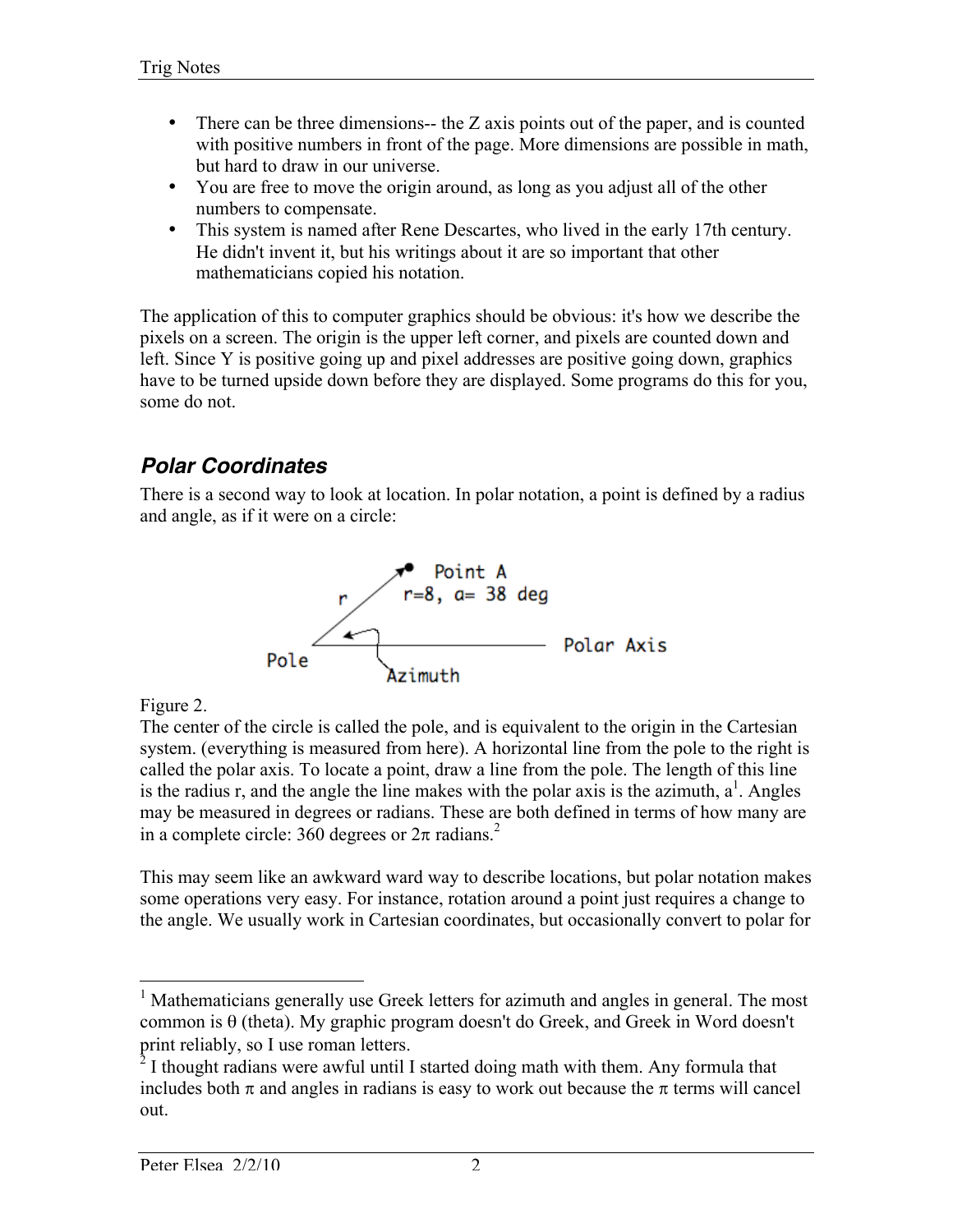- There can be three dimensions-- the Z axis points out of the paper, and is counted with positive numbers in front of the page. More dimensions are possible in math, but hard to draw in our universe.
- You are free to move the origin around, as long as you adjust all of the other numbers to compensate.
- This system is named after Rene Descartes, who lived in the early 17th century. He didn't invent it, but his writings about it are so important that other mathematicians copied his notation.

The application of this to computer graphics should be obvious: it's how we describe the pixels on a screen. The origin is the upper left corner, and pixels are counted down and left. Since Y is positive going up and pixel addresses are positive going down, graphics have to be turned upside down before they are displayed. Some programs do this for you, some do not.

## *Polar Coordinates*

There is a second way to look at location. In polar notation, a point is defined by a radius and angle, as if it were on a circle:

Figure 2.

The center of the circle is called the pole, and is equivalent to the origin in the Cartesian system. (everything is measured from here). A horizontal line from the pole to the right is called the polar axis. To locate a point, draw a line from the pole. The length of this line is the radius r, and the angle the line makes with the polar axis is the azimuth, a[1]. Angles may be measured in degrees or radians. These are both defined in terms of how many are in a complete circle: 360 degrees or $2\pi$ radians.[2]

This may seem like an awkward ward way to describe locations, but polar notation makes some operations very easy. For instance, rotation around a point just requires a change to the angle. We usually work in Cartesian coordinates, but occasionally convert to polar for

---

[1] Mathematicians generally use Greek letters for azimuth and angles in general. The most common is θ (theta). My graphic program doesn't do Greek, and Greek in Word doesn't print reliably, so I use roman letters.

[2] I thought radians were awful until I started doing math with them. Any formula that includes both $\pi$ and angles in radians is easy to work out because the $\pi$ terms will cancel out.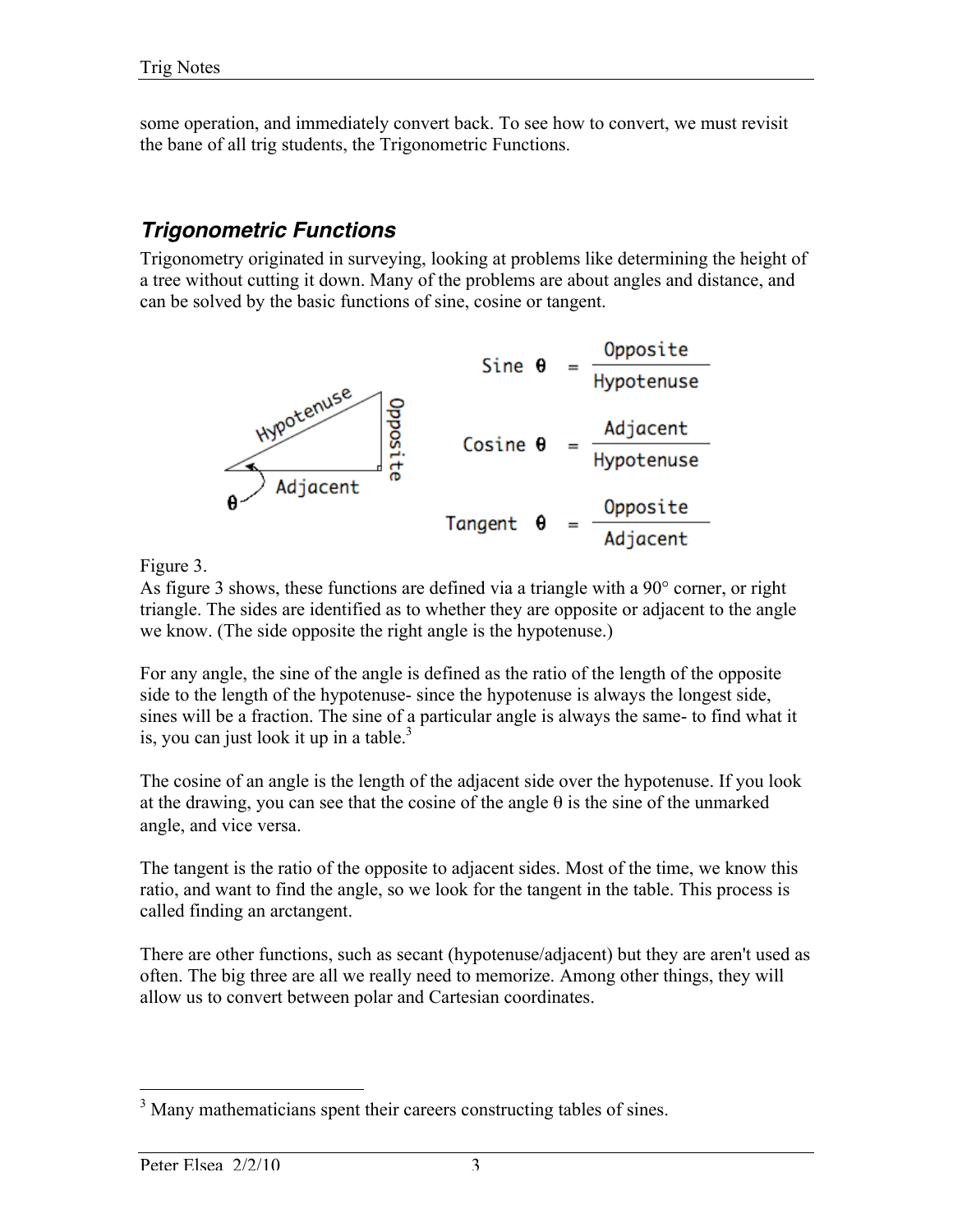some operation, and immediately convert back. To see how to convert, we must revisit the bane of all trig students, the Trigonometric Functions.

## *Trigonometric Functions*

Trigonometry originated in surveying, looking at problems like determining the height of a tree without cutting it down. Many of the problems are about angles and distance, and can be solved by the basic functions of sine, cosine or tangent.

$$\text{Sine } \theta = \frac{\text{Opposite}}{\text{Hypotenuse}}$$

$$\text{Cosine } \theta = \frac{\text{Adjacent}}{\text{Hypotenuse}}$$

$$\text{Tangent } \theta = \frac{\text{Opposite}}{\text{Adjacent}}$$

Figure 3.

As figure 3 shows, these functions are defined via a triangle with a 90° corner, or right triangle. The sides are identified as to whether they are opposite or adjacent to the angle we know. (The side opposite the right angle is the hypotenuse.)

For any angle, the sine of the angle is defined as the ratio of the length of the opposite side to the length of the hypotenuse- since the hypotenuse is always the longest side, sines will be a fraction. The sine of a particular angle is always the same- to find what it is, you can just look it up in a table.[3]

The cosine of an angle is the length of the adjacent side over the hypotenuse. If you look at the drawing, you can see that the cosine of the angle θ is the sine of the unmarked angle, and vice versa.

The tangent is the ratio of the opposite to adjacent sides. Most of the time, we know this ratio, and want to find the angle, so we look for the tangent in the table. This process is called finding an arctangent.

There are other functions, such as secant (hypotenuse/adjacent) but they are aren't used as often. The big three are all we really need to memorize. Among other things, they will allow us to convert between polar and Cartesian coordinates.

---

[3] Many mathematicians spent their careers constructing tables of sines.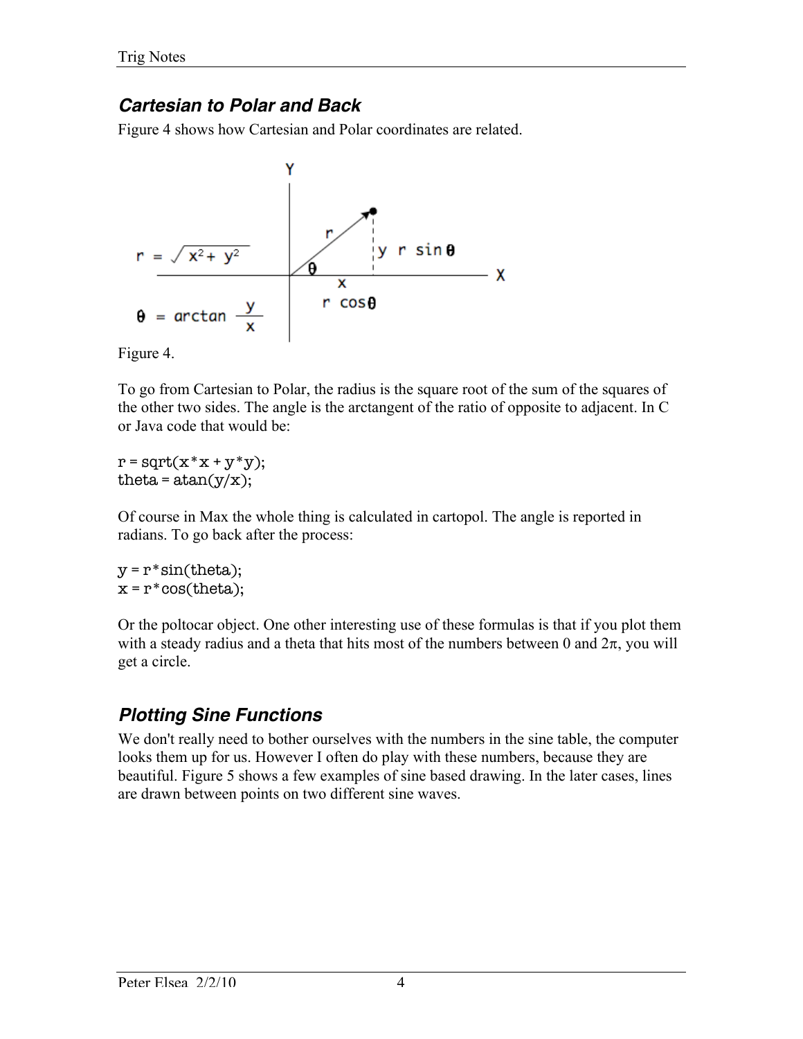## *Cartesian to Polar and Back*

Figure 4 shows how Cartesian and Polar coordinates are related.

$$r = \sqrt{x^2 + y^2}$$

$$\theta = \arctan \frac{y}{x}$$

Figure 4.

To go from Cartesian to Polar, the radius is the square root of the sum of the squares of the other two sides. The angle is the arctangent of the ratio of opposite to adjacent. In C or Java code that would be:

```
r = sqrt(x*x + y*y);
theta = atan(y/x);
```

Of course in Max the whole thing is calculated in cartopol. The angle is reported in radians. To go back after the process:

```
y = r*sin(theta);
x = r*cos(theta);
```

Or the poltocar object. One other interesting use of these formulas is that if you plot them with a steady radius and a theta that hits most of the numbers between 0 and $2\pi$, you will get a circle.

## *Plotting Sine Functions*

We don't really need to bother ourselves with the numbers in the sine table, the computer looks them up for us. However I often do play with these numbers, because they are beautiful. Figure 5 shows a few examples of sine based drawing. In the later cases, lines are drawn between points on two different sine waves.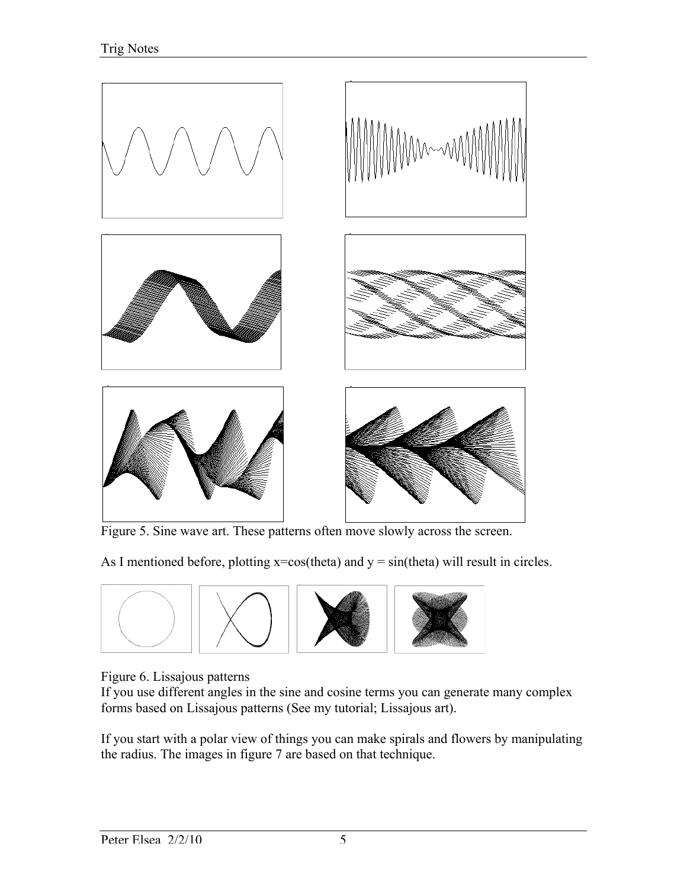Figure 5. Sine wave art. These patterns often move slowly across the screen.

As I mentioned before, plotting x=cos(theta) and y = sin(theta) will result in circles.

Figure 6. Lissajous patterns

If you use different angles in the sine and cosine terms you can generate many complex forms based on Lissajous patterns (See my tutorial; Lissajous art).

If you start with a polar view of things you can make spirals and flowers by manipulating the radius. The images in figure 7 are based on that technique.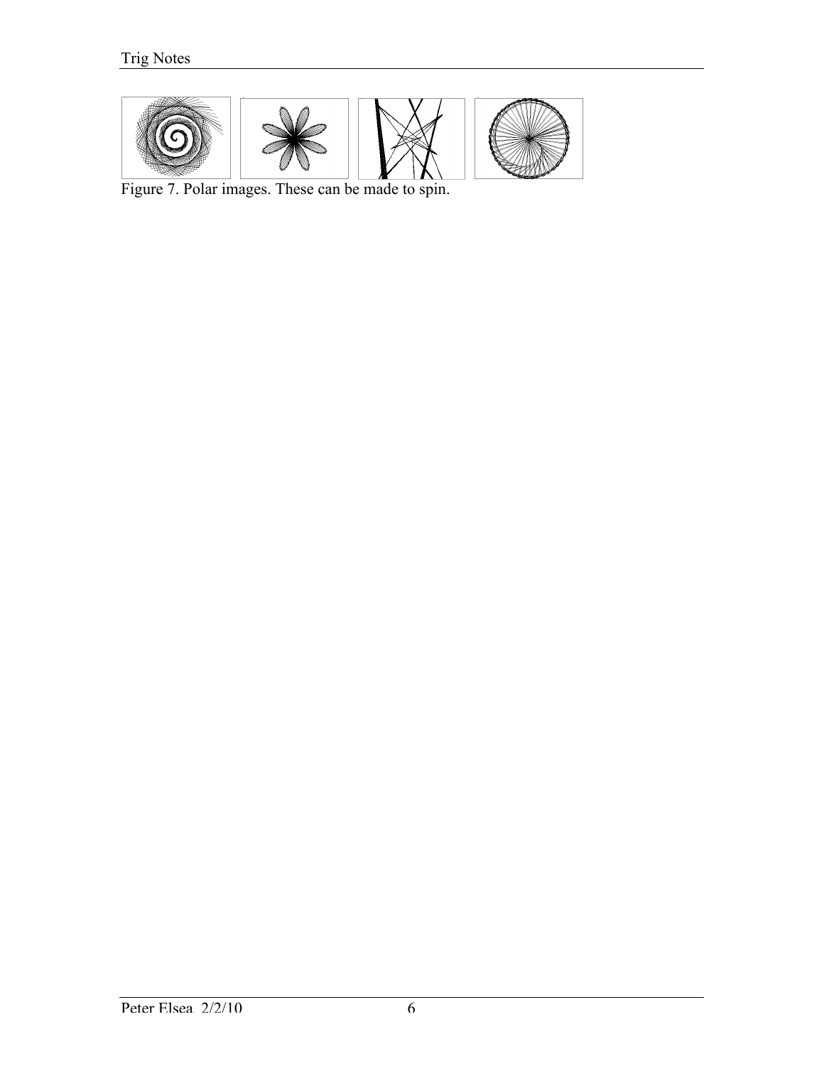Figure 7. Polar images. These can be made to spin.